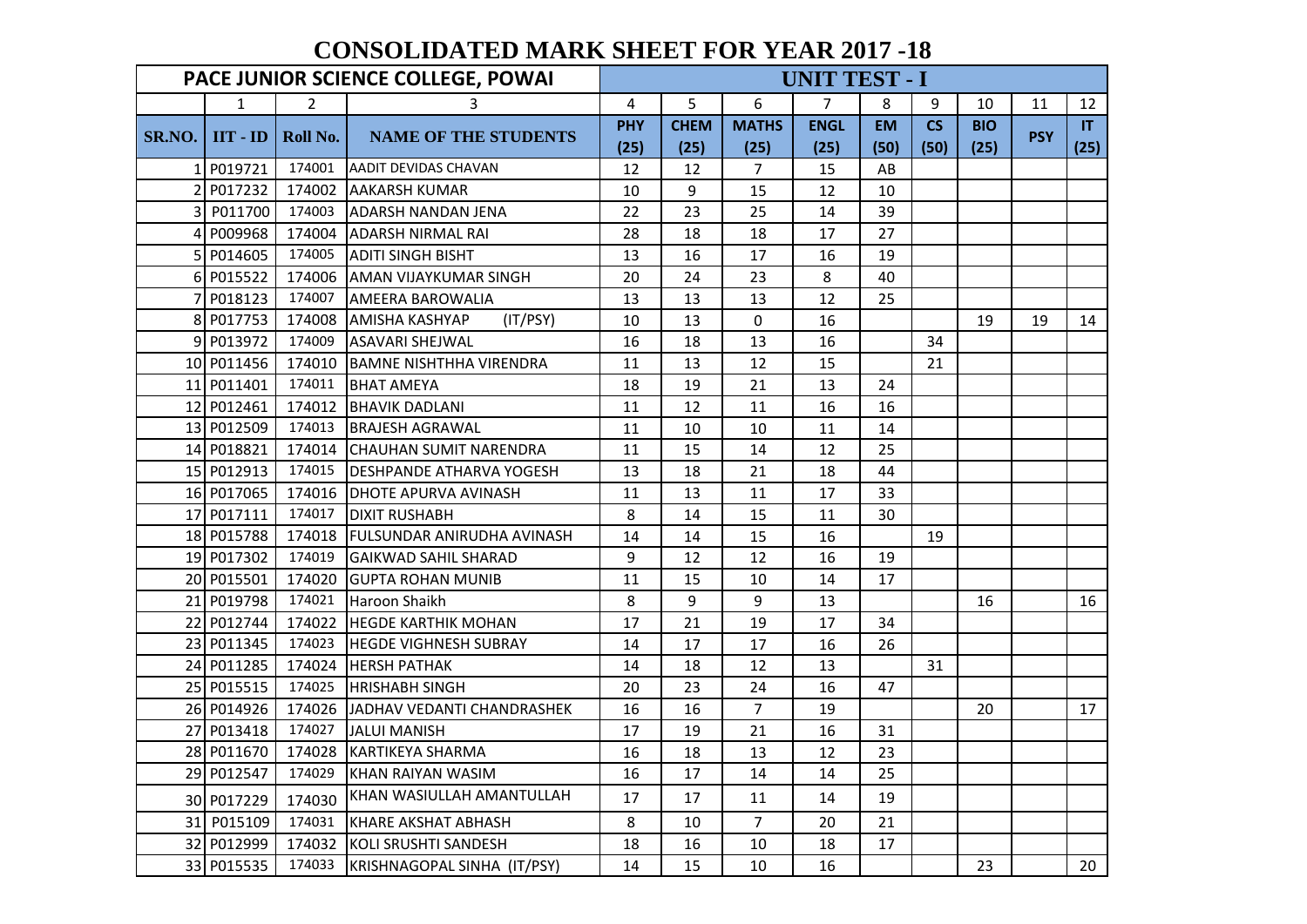# CONSOLIDATED MARK SHEET FOR YEAR 2017 -18

| PACE JUNIOR SCIENCE COLLEGE, POWAI | | | | UNIT TEST - I | | | | | | | | |
|---|---|---|---|---|---|---|---|---|---|---|---|---|
| | 1 | 2 | 3 | 4 | 5 | 6 | 7 | 8 | 9 | 10 | 11 | 12 |
| SR.NO. | IIT - ID | Roll No. | NAME OF THE STUDENTS | PHY (25) | CHEM (25) | MATHS (25) | ENGL (25) | EM (50) | CS (50) | BIO (25) | PSY | IT (25) |
| 1 | P019721 | 174001 | AADIT DEVIDAS CHAVAN | 12 | 12 | 7 | 15 | AB | | | | |
| 2 | P017232 | 174002 | AAKARSH KUMAR | 10 | 9 | 15 | 12 | 10 | | | | |
| 3 | P011700 | 174003 | ADARSH NANDAN JENA | 22 | 23 | 25 | 14 | 39 | | | | |
| 4 | P009968 | 174004 | ADARSH NIRMAL RAI | 28 | 18 | 18 | 17 | 27 | | | | |
| 5 | P014605 | 174005 | ADITI SINGH BISHT | 13 | 16 | 17 | 16 | 19 | | | | |
| 6 | P015522 | 174006 | AMAN VIJAYKUMAR SINGH | 20 | 24 | 23 | 8 | 40 | | | | |
| 7 | P018123 | 174007 | AMEERA BAROWALIA | 13 | 13 | 13 | 12 | 25 | | | | |
| 8 | P017753 | 174008 | AMISHA KASHYAP (IT/PSY) | 10 | 13 | 0 | 16 | | | 19 | 19 | 14 |
| 9 | P013972 | 174009 | ASAVARI SHEJWAL | 16 | 18 | 13 | 16 | | 34 | | | |
| 10 | P011456 | 174010 | BAMNE NISHTHHA VIRENDRA | 11 | 13 | 12 | 15 | | 21 | | | |
| 11 | P011401 | 174011 | BHAT AMEYA | 18 | 19 | 21 | 13 | 24 | | | | |
| 12 | P012461 | 174012 | BHAVIK DADLANI | 11 | 12 | 11 | 16 | 16 | | | | |
| 13 | P012509 | 174013 | BRAJESH AGRAWAL | 11 | 10 | 10 | 11 | 14 | | | | |
| 14 | P018821 | 174014 | CHAUHAN SUMIT NARENDRA | 11 | 15 | 14 | 12 | 25 | | | | |
| 15 | P012913 | 174015 | DESHPANDE ATHARVA YOGESH | 13 | 18 | 21 | 18 | 44 | | | | |
| 16 | P017065 | 174016 | DHOTE APURVA AVINASH | 11 | 13 | 11 | 17 | 33 | | | | |
| 17 | P017111 | 174017 | DIXIT RUSHABH | 8 | 14 | 15 | 11 | 30 | | | | |
| 18 | P015788 | 174018 | FULSUNDAR ANIRUDHA AVINASH | 14 | 14 | 15 | 16 | | 19 | | | |
| 19 | P017302 | 174019 | GAIKWAD SAHIL SHARAD | 9 | 12 | 12 | 16 | 19 | | | | |
| 20 | P015501 | 174020 | GUPTA ROHAN MUNIB | 11 | 15 | 10 | 14 | 17 | | | | |
| 21 | P019798 | 174021 | Haroon Shaikh | 8 | 9 | 9 | 13 | | | 16 | | 16 |
| 22 | P012744 | 174022 | HEGDE KARTHIK MOHAN | 17 | 21 | 19 | 17 | 34 | | | | |
| 23 | P011345 | 174023 | HEGDE VIGHNESH SUBRAY | 14 | 17 | 17 | 16 | 26 | | | | |
| 24 | P011285 | 174024 | HERSH PATHAK | 14 | 18 | 12 | 13 | | 31 | | | |
| 25 | P015515 | 174025 | HRISHABH SINGH | 20 | 23 | 24 | 16 | 47 | | | | |
| 26 | P014926 | 174026 | JADHAV VEDANTI CHANDRASHEK | 16 | 16 | 7 | 19 | | | 20 | | 17 |
| 27 | P013418 | 174027 | JALUI MANISH | 17 | 19 | 21 | 16 | 31 | | | | |
| 28 | P011670 | 174028 | KARTIKEYA SHARMA | 16 | 18 | 13 | 12 | 23 | | | | |
| 29 | P012547 | 174029 | KHAN RAIYAN WASIM | 16 | 17 | 14 | 14 | 25 | | | | |
| 30 | P017229 | 174030 | KHAN WASIULLAH AMANTULLAH | 17 | 17 | 11 | 14 | 19 | | | | |
| 31 | P015109 | 174031 | KHARE AKSHAT ABHASH | 8 | 10 | 7 | 20 | 21 | | | | |
| 32 | P012999 | 174032 | KOLI SRUSHTI SANDESH | 18 | 16 | 10 | 18 | 17 | | | | |
| 33 | P015535 | 174033 | KRISHNAGOPAL SINHA (IT/PSY) | 14 | 15 | 10 | 16 | | | 23 | | 20 |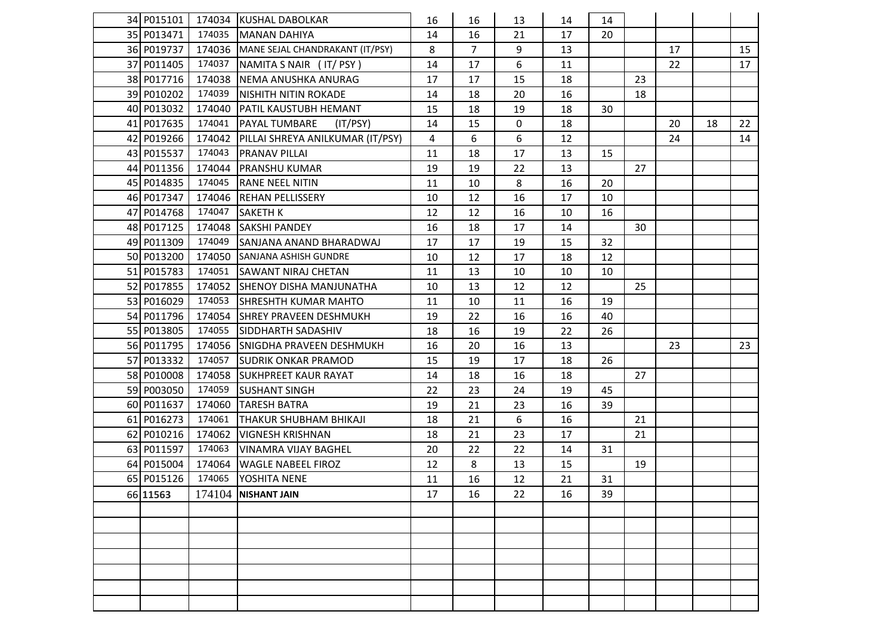| | | | | | | | | | | | | |
|---|---|---|---|---|---|---|---|---|---|---|---|---|
| 34 | P015101 | 174034 | KUSHAL DABOLKAR | 16 | 16 | 13 | 14 | 14 | | | | |
| 35 | P013471 | 174035 | MANAN DAHIYA | 14 | 16 | 21 | 17 | 20 | | | | |
| 36 | P019737 | 174036 | MANE SEJAL CHANDRAKANT (IT/PSY) | 8 | 7 | 9 | 13 | | | 17 | | 15 |
| 37 | P011405 | 174037 | NAMITA S NAIR ( IT/ PSY ) | 14 | 17 | 6 | 11 | | | 22 | | 17 |
| 38 | P017716 | 174038 | NEMA ANUSHKA ANURAG | 17 | 17 | 15 | 18 | | 23 | | | |
| 39 | P010202 | 174039 | NISHITH NITIN ROKADE | 14 | 18 | 20 | 16 | | 18 | | | |
| 40 | P013032 | 174040 | PATIL KAUSTUBH HEMANT | 15 | 18 | 19 | 18 | 30 | | | | |
| 41 | P017635 | 174041 | PAYAL TUMBARE (IT/PSY) | 14 | 15 | 0 | 18 | | | 20 | 18 | 22 |
| 42 | P019266 | 174042 | PILLAI SHREYA ANILKUMAR (IT/PSY) | 4 | 6 | 6 | 12 | | | 24 | | 14 |
| 43 | P015537 | 174043 | PRANAV PILLAI | 11 | 18 | 17 | 13 | 15 | | | | |
| 44 | P011356 | 174044 | PRANSHU KUMAR | 19 | 19 | 22 | 13 | | 27 | | | |
| 45 | P014835 | 174045 | RANE NEEL NITIN | 11 | 10 | 8 | 16 | 20 | | | | |
| 46 | P017347 | 174046 | REHAN PELLISSERY | 10 | 12 | 16 | 17 | 10 | | | | |
| 47 | P014768 | 174047 | SAKETH K | 12 | 12 | 16 | 10 | 16 | | | | |
| 48 | P017125 | 174048 | SAKSHI PANDEY | 16 | 18 | 17 | 14 | | 30 | | | |
| 49 | P011309 | 174049 | SANJANA ANAND BHARADWAJ | 17 | 17 | 19 | 15 | 32 | | | | |
| 50 | P013200 | 174050 | SANJANA ASHISH GUNDRE | 10 | 12 | 17 | 18 | 12 | | | | |
| 51 | P015783 | 174051 | SAWANT NIRAJ CHETAN | 11 | 13 | 10 | 10 | 10 | | | | |
| 52 | P017855 | 174052 | SHENOY DISHA MANJUNATHA | 10 | 13 | 12 | 12 | | 25 | | | |
| 53 | P016029 | 174053 | SHRESHTH KUMAR MAHTO | 11 | 10 | 11 | 16 | 19 | | | | |
| 54 | P011796 | 174054 | SHREY PRAVEEN DESHMUKH | 19 | 22 | 16 | 16 | 40 | | | | |
| 55 | P013805 | 174055 | SIDDHARTH SADASHIV | 18 | 16 | 19 | 22 | 26 | | | | |
| 56 | P011795 | 174056 | SNIGDHA PRAVEEN DESHMUKH | 16 | 20 | 16 | 13 | | | 23 | | 23 |
| 57 | P013332 | 174057 | SUDRIK ONKAR PRAMOD | 15 | 19 | 17 | 18 | 26 | | | | |
| 58 | P010008 | 174058 | SUKHPREET KAUR RAYAT | 14 | 18 | 16 | 18 | | 27 | | | |
| 59 | P003050 | 174059 | SUSHANT SINGH | 22 | 23 | 24 | 19 | 45 | | | | |
| 60 | P011637 | 174060 | TARESH BATRA | 19 | 21 | 23 | 16 | 39 | | | | |
| 61 | P016273 | 174061 | THAKUR SHUBHAM BHIKAJI | 18 | 21 | 6 | 16 | | 21 | | | |
| 62 | P010216 | 174062 | VIGNESH KRISHNAN | 18 | 21 | 23 | 17 | | 21 | | | |
| 63 | P011597 | 174063 | VINAMRA VIJAY BAGHEL | 20 | 22 | 22 | 14 | 31 | | | | |
| 64 | P015004 | 174064 | WAGLE NABEEL FIROZ | 12 | 8 | 13 | 15 | | 19 | | | |
| 65 | P015126 | 174065 | YOSHITA NENE | 11 | 16 | 12 | 21 | 31 | | | | |
| 66 | **11563** | 174104 | **NISHANT JAIN** | 17 | 16 | 22 | 16 | 39 | | | | |
| | | | | | | | | | | | | |
| | | | | | | | | | | | | |
| | | | | | | | | | | | | |
| | | | | | | | | | | | | |
| | | | | | | | | | | | | |
| | | | | | | | | | | | | |
| | | | | | | | | | | | | |